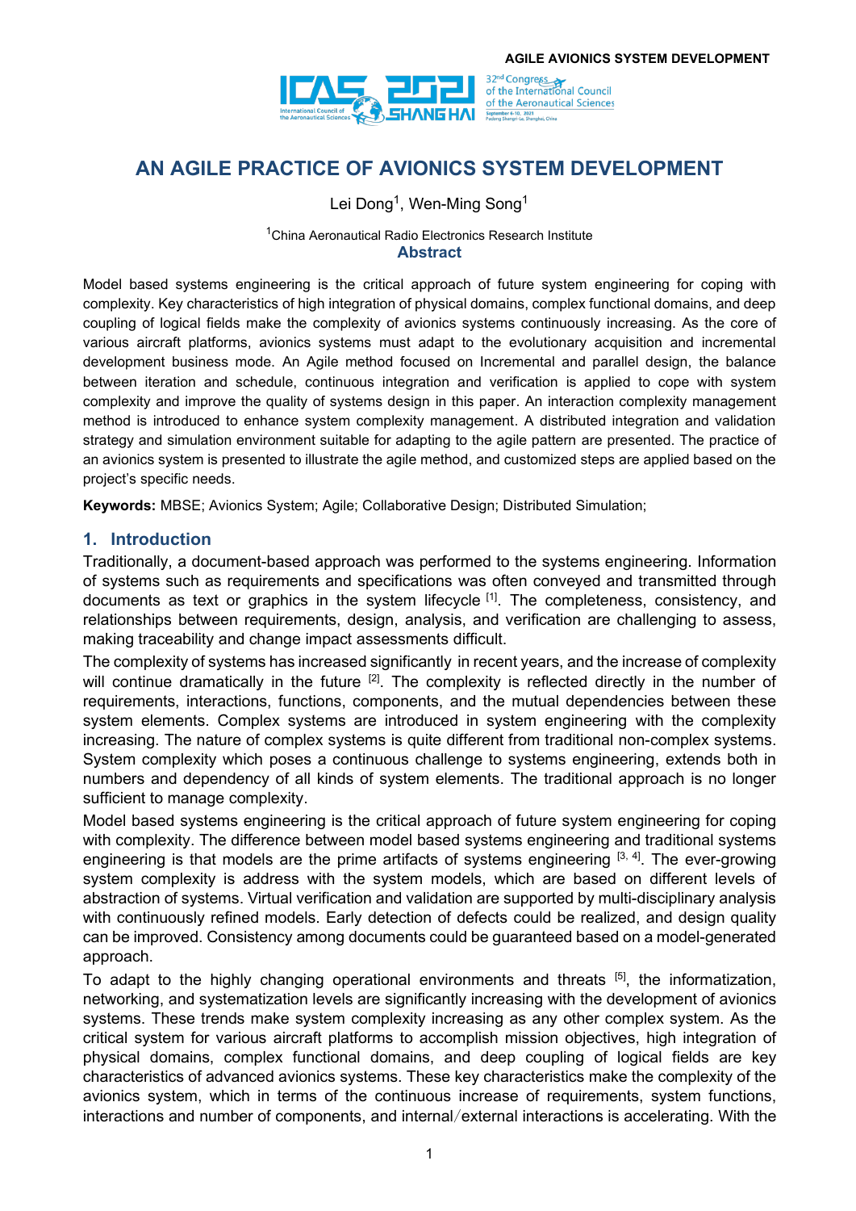# AN AGILE PRACTICE OF AVIONICS SYSTEM DEVELOPMENT

Lei Dong[1], Wen-Ming Song[1]

[1]China Aeronautical Radio Electronics Research Institute

## Abstract

Model based systems engineering is the critical approach of future system engineering for coping with complexity. Key characteristics of high integration of physical domains, complex functional domains, and deep coupling of logical fields make the complexity of avionics systems continuously increasing. As the core of various aircraft platforms, avionics systems must adapt to the evolutionary acquisition and incremental development business mode. An Agile method focused on Incremental and parallel design, the balance between iteration and schedule, continuous integration and verification is applied to cope with system complexity and improve the quality of systems design in this paper. An interaction complexity management method is introduced to enhance system complexity management. A distributed integration and validation strategy and simulation environment suitable for adapting to the agile pattern are presented. The practice of an avionics system is presented to illustrate the agile method, and customized steps are applied based on the project's specific needs.

**Keywords:** MBSE; Avionics System; Agile; Collaborative Design; Distributed Simulation;

## 1. Introduction

Traditionally, a document-based approach was performed to the systems engineering. Information of systems such as requirements and specifications was often conveyed and transmitted through documents as text or graphics in the system lifecycle [1]. The completeness, consistency, and relationships between requirements, design, analysis, and verification are challenging to assess, making traceability and change impact assessments difficult.

The complexity of systems has increased significantly in recent years, and the increase of complexity will continue dramatically in the future [2]. The complexity is reflected directly in the number of requirements, interactions, functions, components, and the mutual dependencies between these system elements. Complex systems are introduced in system engineering with the complexity increasing. The nature of complex systems is quite different from traditional non-complex systems. System complexity which poses a continuous challenge to systems engineering, extends both in numbers and dependency of all kinds of system elements. The traditional approach is no longer sufficient to manage complexity.

Model based systems engineering is the critical approach of future system engineering for coping with complexity. The difference between model based systems engineering and traditional systems engineering is that models are the prime artifacts of systems engineering [3, 4]. The ever-growing system complexity is address with the system models, which are based on different levels of abstraction of systems. Virtual verification and validation are supported by multi-disciplinary analysis with continuously refined models. Early detection of defects could be realized, and design quality can be improved. Consistency among documents could be guaranteed based on a model-generated approach.

To adapt to the highly changing operational environments and threats [5], the informatization, networking, and systematization levels are significantly increasing with the development of avionics systems. These trends make system complexity increasing as any other complex system. As the critical system for various aircraft platforms to accomplish mission objectives, high integration of physical domains, complex functional domains, and deep coupling of logical fields are key characteristics of advanced avionics systems. These key characteristics make the complexity of the avionics system, which in terms of the continuous increase of requirements, system functions, interactions and number of components, and internal/external interactions is accelerating. With the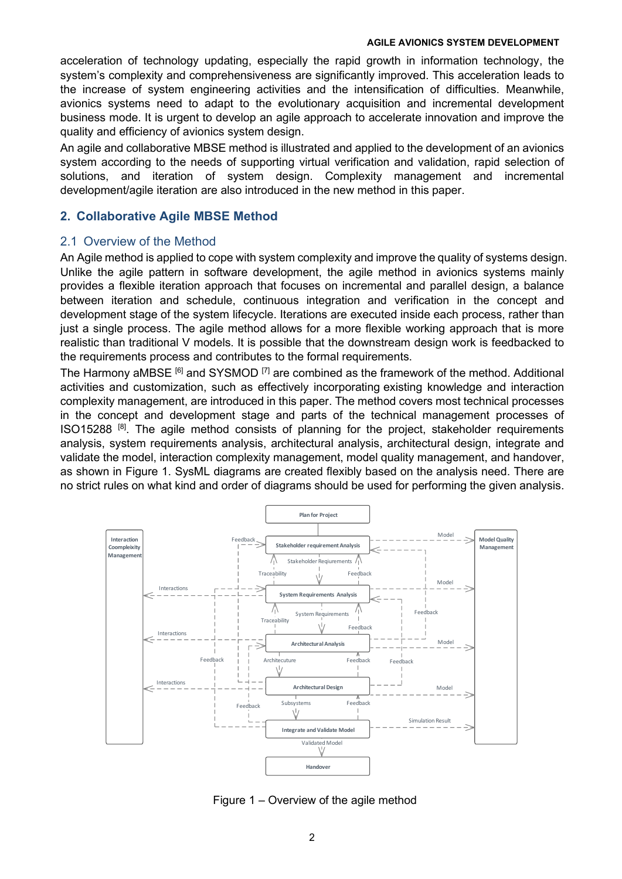acceleration of technology updating, especially the rapid growth in information technology, the system's complexity and comprehensiveness are significantly improved. This acceleration leads to the increase of system engineering activities and the intensification of difficulties. Meanwhile, avionics systems need to adapt to the evolutionary acquisition and incremental development business mode. It is urgent to develop an agile approach to accelerate innovation and improve the quality and efficiency of avionics system design.

An agile and collaborative MBSE method is illustrated and applied to the development of an avionics system according to the needs of supporting virtual verification and validation, rapid selection of solutions, and iteration of system design. Complexity management and incremental development/agile iteration are also introduced in the new method in this paper.

## 2. Collaborative Agile MBSE Method

### 2.1 Overview of the Method

An Agile method is applied to cope with system complexity and improve the quality of systems design. Unlike the agile pattern in software development, the agile method in avionics systems mainly provides a flexible iteration approach that focuses on incremental and parallel design, a balance between iteration and schedule, continuous integration and verification in the concept and development stage of the system lifecycle. Iterations are executed inside each process, rather than just a single process. The agile method allows for a more flexible working approach that is more realistic than traditional V models. It is possible that the downstream design work is feedbacked to the requirements process and contributes to the formal requirements.

The Harmony aMBSE [6] and SYSMOD [7] are combined as the framework of the method. Additional activities and customization, such as effectively incorporating existing knowledge and interaction complexity management, are introduced in this paper. The method covers most technical processes in the concept and development stage and parts of the technical management processes of ISO15288 [8]. The agile method consists of planning for the project, stakeholder requirements analysis, system requirements analysis, architectural analysis, architectural design, integrate and validate the model, interaction complexity management, model quality management, and handover, as shown in Figure 1. SysML diagrams are created flexibly based on the analysis need. There are no strict rules on what kind and order of diagrams should be used for performing the given analysis.

Figure 1 – Overview of the agile method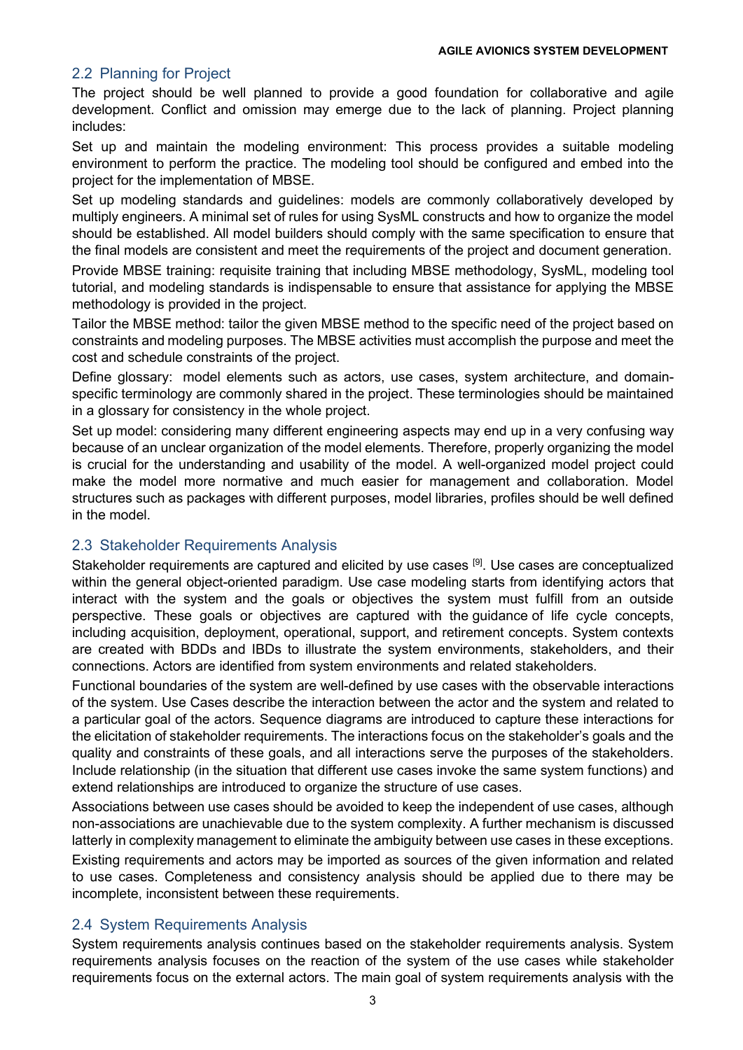## 2.2 Planning for Project

The project should be well planned to provide a good foundation for collaborative and agile development. Conflict and omission may emerge due to the lack of planning. Project planning includes:

Set up and maintain the modeling environment: This process provides a suitable modeling environment to perform the practice. The modeling tool should be configured and embed into the project for the implementation of MBSE.

Set up modeling standards and guidelines: models are commonly collaboratively developed by multiply engineers. A minimal set of rules for using SysML constructs and how to organize the model should be established. All model builders should comply with the same specification to ensure that the final models are consistent and meet the requirements of the project and document generation.

Provide MBSE training: requisite training that including MBSE methodology, SysML, modeling tool tutorial, and modeling standards is indispensable to ensure that assistance for applying the MBSE methodology is provided in the project.

Tailor the MBSE method: tailor the given MBSE method to the specific need of the project based on constraints and modeling purposes. The MBSE activities must accomplish the purpose and meet the cost and schedule constraints of the project.

Define glossary: model elements such as actors, use cases, system architecture, and domain-specific terminology are commonly shared in the project. These terminologies should be maintained in a glossary for consistency in the whole project.

Set up model: considering many different engineering aspects may end up in a very confusing way because of an unclear organization of the model elements. Therefore, properly organizing the model is crucial for the understanding and usability of the model. A well-organized model project could make the model more normative and much easier for management and collaboration. Model structures such as packages with different purposes, model libraries, profiles should be well defined in the model.

## 2.3 Stakeholder Requirements Analysis

Stakeholder requirements are captured and elicited by use cases [9]. Use cases are conceptualized within the general object-oriented paradigm. Use case modeling starts from identifying actors that interact with the system and the goals or objectives the system must fulfill from an outside perspective. These goals or objectives are captured with the guidance of life cycle concepts, including acquisition, deployment, operational, support, and retirement concepts. System contexts are created with BDDs and IBDs to illustrate the system environments, stakeholders, and their connections. Actors are identified from system environments and related stakeholders.

Functional boundaries of the system are well-defined by use cases with the observable interactions of the system. Use Cases describe the interaction between the actor and the system and related to a particular goal of the actors. Sequence diagrams are introduced to capture these interactions for the elicitation of stakeholder requirements. The interactions focus on the stakeholder's goals and the quality and constraints of these goals, and all interactions serve the purposes of the stakeholders. Include relationship (in the situation that different use cases invoke the same system functions) and extend relationships are introduced to organize the structure of use cases.

Associations between use cases should be avoided to keep the independent of use cases, although non-associations are unachievable due to the system complexity. A further mechanism is discussed latterly in complexity management to eliminate the ambiguity between use cases in these exceptions.

Existing requirements and actors may be imported as sources of the given information and related to use cases. Completeness and consistency analysis should be applied due to there may be incomplete, inconsistent between these requirements.

## 2.4 System Requirements Analysis

System requirements analysis continues based on the stakeholder requirements analysis. System requirements analysis focuses on the reaction of the system of the use cases while stakeholder requirements focus on the external actors. The main goal of system requirements analysis with the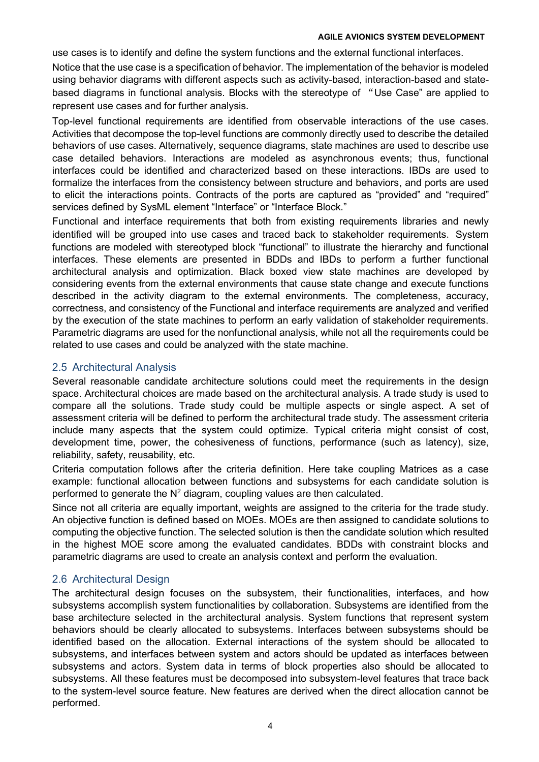use cases is to identify and define the system functions and the external functional interfaces.

Notice that the use case is a specification of behavior. The implementation of the behavior is modeled using behavior diagrams with different aspects such as activity-based, interaction-based and state-based diagrams in functional analysis. Blocks with the stereotype of "Use Case" are applied to represent use cases and for further analysis.

Top-level functional requirements are identified from observable interactions of the use cases. Activities that decompose the top-level functions are commonly directly used to describe the detailed behaviors of use cases. Alternatively, sequence diagrams, state machines are used to describe use case detailed behaviors. Interactions are modeled as asynchronous events; thus, functional interfaces could be identified and characterized based on these interactions. IBDs are used to formalize the interfaces from the consistency between structure and behaviors, and ports are used to elicit the interactions points. Contracts of the ports are captured as "provided" and "required" services defined by SysML element "Interface" or "Interface Block."

Functional and interface requirements that both from existing requirements libraries and newly identified will be grouped into use cases and traced back to stakeholder requirements. System functions are modeled with stereotyped block "functional" to illustrate the hierarchy and functional interfaces. These elements are presented in BDDs and IBDs to perform a further functional architectural analysis and optimization. Black boxed view state machines are developed by considering events from the external environments that cause state change and execute functions described in the activity diagram to the external environments. The completeness, accuracy, correctness, and consistency of the Functional and interface requirements are analyzed and verified by the execution of the state machines to perform an early validation of stakeholder requirements. Parametric diagrams are used for the nonfunctional analysis, while not all the requirements could be related to use cases and could be analyzed with the state machine.

## 2.5 Architectural Analysis

Several reasonable candidate architecture solutions could meet the requirements in the design space. Architectural choices are made based on the architectural analysis. A trade study is used to compare all the solutions. Trade study could be multiple aspects or single aspect. A set of assessment criteria will be defined to perform the architectural trade study. The assessment criteria include many aspects that the system could optimize. Typical criteria might consist of cost, development time, power, the cohesiveness of functions, performance (such as latency), size, reliability, safety, reusability, etc.

Criteria computation follows after the criteria definition. Here take coupling Matrices as a case example: functional allocation between functions and subsystems for each candidate solution is performed to generate the $N^2$ diagram, coupling values are then calculated.

Since not all criteria are equally important, weights are assigned to the criteria for the trade study. An objective function is defined based on MOEs. MOEs are then assigned to candidate solutions to computing the objective function. The selected solution is then the candidate solution which resulted in the highest MOE score among the evaluated candidates. BDDs with constraint blocks and parametric diagrams are used to create an analysis context and perform the evaluation.

## 2.6 Architectural Design

The architectural design focuses on the subsystem, their functionalities, interfaces, and how subsystems accomplish system functionalities by collaboration. Subsystems are identified from the base architecture selected in the architectural analysis. System functions that represent system behaviors should be clearly allocated to subsystems. Interfaces between subsystems should be identified based on the allocation. External interactions of the system should be allocated to subsystems, and interfaces between system and actors should be updated as interfaces between subsystems and actors. System data in terms of block properties also should be allocated to subsystems. All these features must be decomposed into subsystem-level features that trace back to the system-level source feature. New features are derived when the direct allocation cannot be performed.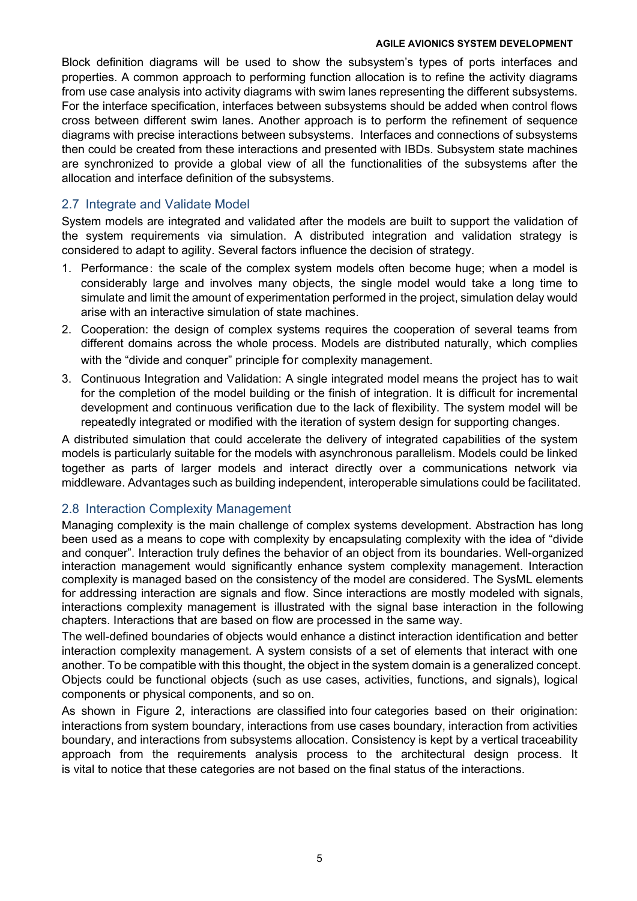Block definition diagrams will be used to show the subsystem's types of ports interfaces and properties. A common approach to performing function allocation is to refine the activity diagrams from use case analysis into activity diagrams with swim lanes representing the different subsystems. For the interface specification, interfaces between subsystems should be added when control flows cross between different swim lanes. Another approach is to perform the refinement of sequence diagrams with precise interactions between subsystems. Interfaces and connections of subsystems then could be created from these interactions and presented with IBDs. Subsystem state machines are synchronized to provide a global view of all the functionalities of the subsystems after the allocation and interface definition of the subsystems.

## 2.7 Integrate and Validate Model

System models are integrated and validated after the models are built to support the validation of the system requirements via simulation. A distributed integration and validation strategy is considered to adapt to agility. Several factors influence the decision of strategy.

1. Performance: the scale of the complex system models often become huge; when a model is considerably large and involves many objects, the single model would take a long time to simulate and limit the amount of experimentation performed in the project, simulation delay would arise with an interactive simulation of state machines.
2. Cooperation: the design of complex systems requires the cooperation of several teams from different domains across the whole process. Models are distributed naturally, which complies with the "divide and conquer" principle for complexity management.
3. Continuous Integration and Validation: A single integrated model means the project has to wait for the completion of the model building or the finish of integration. It is difficult for incremental development and continuous verification due to the lack of flexibility. The system model will be repeatedly integrated or modified with the iteration of system design for supporting changes.

A distributed simulation that could accelerate the delivery of integrated capabilities of the system models is particularly suitable for the models with asynchronous parallelism. Models could be linked together as parts of larger models and interact directly over a communications network via middleware. Advantages such as building independent, interoperable simulations could be facilitated.

## 2.8 Interaction Complexity Management

Managing complexity is the main challenge of complex systems development. Abstraction has long been used as a means to cope with complexity by encapsulating complexity with the idea of "divide and conquer". Interaction truly defines the behavior of an object from its boundaries. Well-organized interaction management would significantly enhance system complexity management. Interaction complexity is managed based on the consistency of the model are considered. The SysML elements for addressing interaction are signals and flow. Since interactions are mostly modeled with signals, interactions complexity management is illustrated with the signal base interaction in the following chapters. Interactions that are based on flow are processed in the same way.

The well-defined boundaries of objects would enhance a distinct interaction identification and better interaction complexity management. A system consists of a set of elements that interact with one another. To be compatible with this thought, the object in the system domain is a generalized concept. Objects could be functional objects (such as use cases, activities, functions, and signals), logical components or physical components, and so on.

As shown in Figure 2, interactions are classified into four categories based on their origination: interactions from system boundary, interactions from use cases boundary, interaction from activities boundary, and interactions from subsystems allocation. Consistency is kept by a vertical traceability approach from the requirements analysis process to the architectural design process. It is vital to notice that these categories are not based on the final status of the interactions.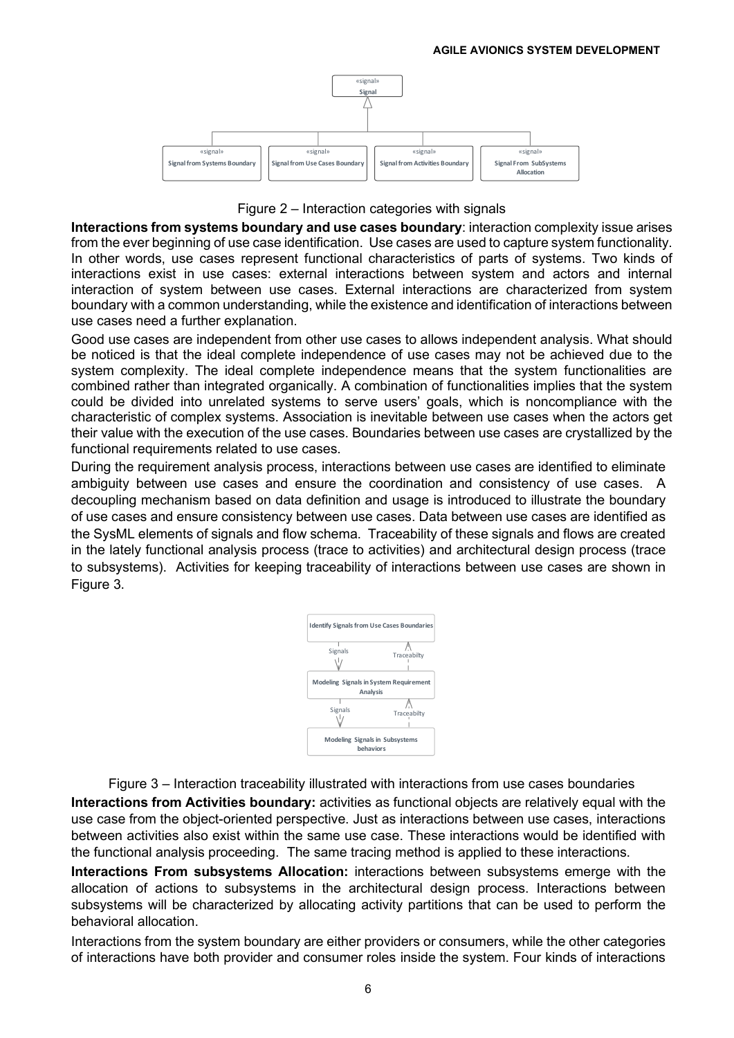Figure 2 – Interaction categories with signals

**Interactions from systems boundary and use cases boundary**: interaction complexity issue arises from the ever beginning of use case identification. Use cases are used to capture system functionality. In other words, use cases represent functional characteristics of parts of systems. Two kinds of interactions exist in use cases: external interactions between system and actors and internal interaction of system between use cases. External interactions are characterized from system boundary with a common understanding, while the existence and identification of interactions between use cases need a further explanation.

Good use cases are independent from other use cases to allows independent analysis. What should be noticed is that the ideal complete independence of use cases may not be achieved due to the system complexity. The ideal complete independence means that the system functionalities are combined rather than integrated organically. A combination of functionalities implies that the system could be divided into unrelated systems to serve users' goals, which is noncompliance with the characteristic of complex systems. Association is inevitable between use cases when the actors get their value with the execution of the use cases. Boundaries between use cases are crystallized by the functional requirements related to use cases.

During the requirement analysis process, interactions between use cases are identified to eliminate ambiguity between use cases and ensure the coordination and consistency of use cases. A decoupling mechanism based on data definition and usage is introduced to illustrate the boundary of use cases and ensure consistency between use cases. Data between use cases are identified as the SysML elements of signals and flow schema. Traceability of these signals and flows are created in the lately functional analysis process (trace to activities) and architectural design process (trace to subsystems). Activities for keeping traceability of interactions between use cases are shown in Figure 3.

Figure 3 – Interaction traceability illustrated with interactions from use cases boundaries

**Interactions from Activities boundary:** activities as functional objects are relatively equal with the use case from the object-oriented perspective. Just as interactions between use cases, interactions between activities also exist within the same use case. These interactions would be identified with the functional analysis proceeding. The same tracing method is applied to these interactions.

**Interactions From subsystems Allocation:** interactions between subsystems emerge with the allocation of actions to subsystems in the architectural design process. Interactions between subsystems will be characterized by allocating activity partitions that can be used to perform the behavioral allocation.

Interactions from the system boundary are either providers or consumers, while the other categories of interactions have both provider and consumer roles inside the system. Four kinds of interactions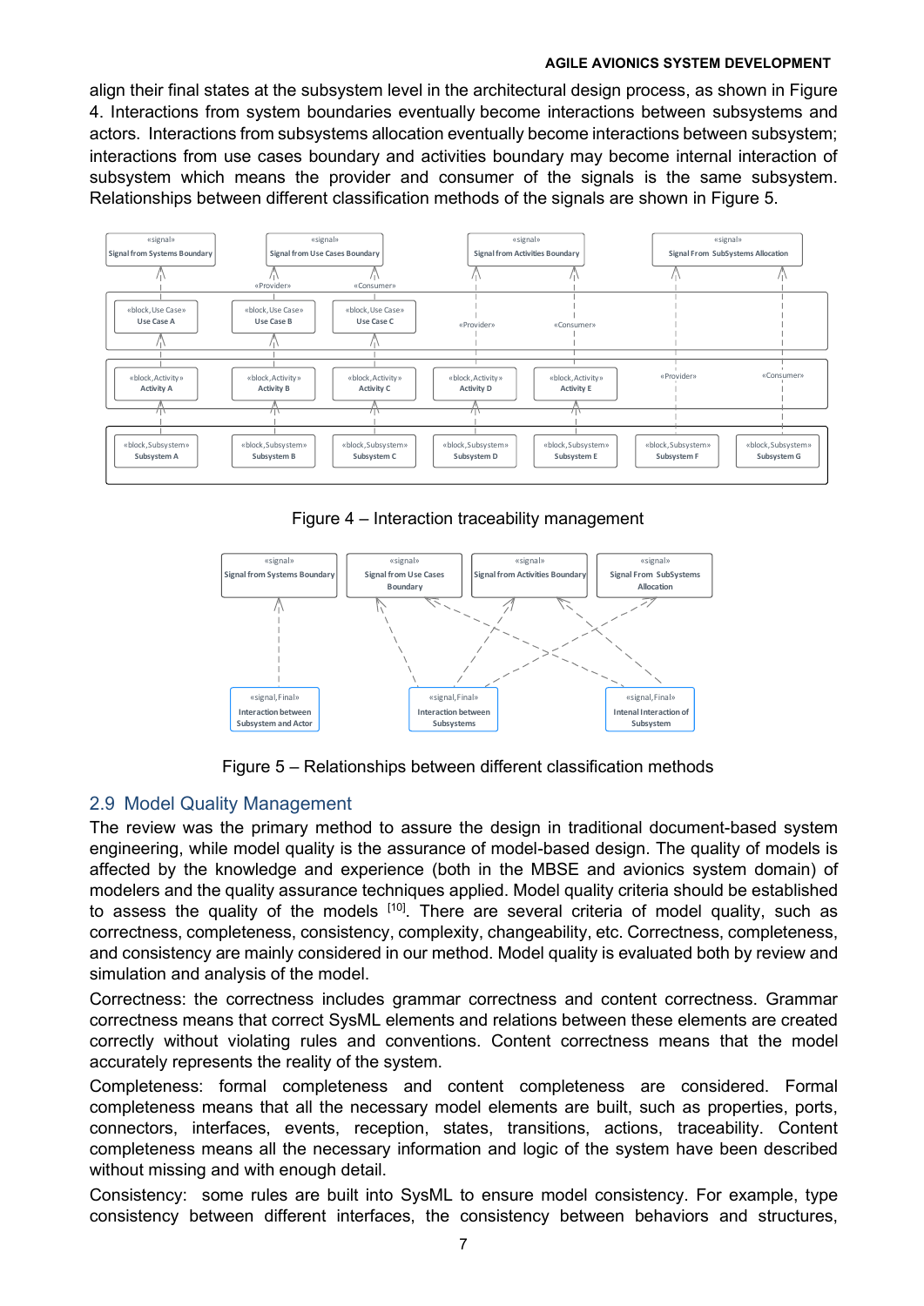align their final states at the subsystem level in the architectural design process, as shown in Figure 4. Interactions from system boundaries eventually become interactions between subsystems and actors. Interactions from subsystems allocation eventually become interactions between subsystem; interactions from use cases boundary and activities boundary may become internal interaction of subsystem which means the provider and consumer of the signals is the same subsystem. Relationships between different classification methods of the signals are shown in Figure 5.

Figure 4 – Interaction traceability management

Figure 5 – Relationships between different classification methods

## 2.9 Model Quality Management

The review was the primary method to assure the design in traditional document-based system engineering, while model quality is the assurance of model-based design. The quality of models is affected by the knowledge and experience (both in the MBSE and avionics system domain) of modelers and the quality assurance techniques applied. Model quality criteria should be established to assess the quality of the models [10]. There are several criteria of model quality, such as correctness, completeness, consistency, complexity, changeability, etc. Correctness, completeness, and consistency are mainly considered in our method. Model quality is evaluated both by review and simulation and analysis of the model.

Correctness: the correctness includes grammar correctness and content correctness. Grammar correctness means that correct SysML elements and relations between these elements are created correctly without violating rules and conventions. Content correctness means that the model accurately represents the reality of the system.

Completeness: formal completeness and content completeness are considered. Formal completeness means that all the necessary model elements are built, such as properties, ports, connectors, interfaces, events, reception, states, transitions, actions, traceability. Content completeness means all the necessary information and logic of the system have been described without missing and with enough detail.

Consistency: some rules are built into SysML to ensure model consistency. For example, type consistency between different interfaces, the consistency between behaviors and structures,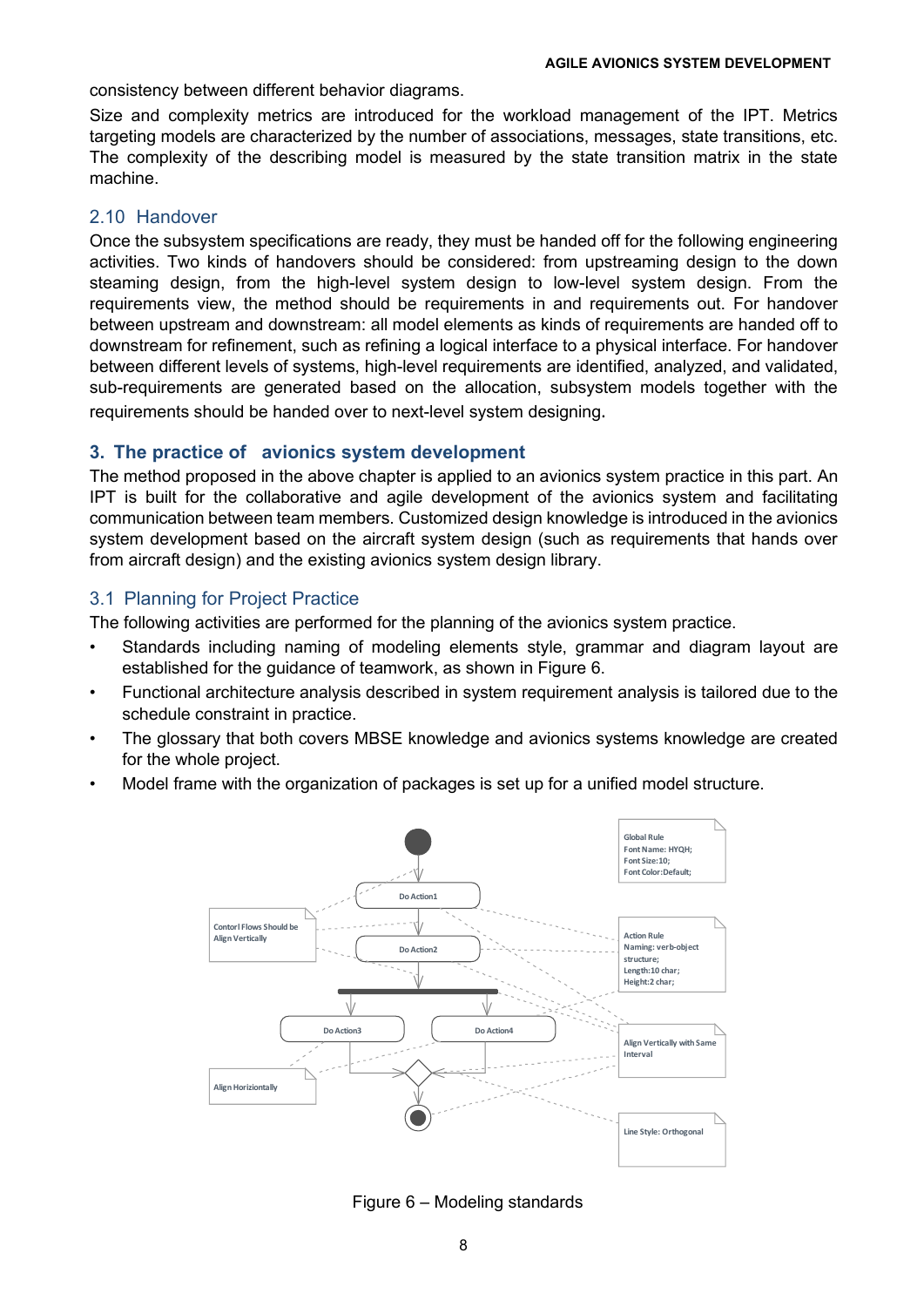consistency between different behavior diagrams.

Size and complexity metrics are introduced for the workload management of the IPT. Metrics targeting models are characterized by the number of associations, messages, state transitions, etc. The complexity of the describing model is measured by the state transition matrix in the state machine.

## 2.10 Handover

Once the subsystem specifications are ready, they must be handed off for the following engineering activities. Two kinds of handovers should be considered: from upstreaming design to the down steaming design, from the high-level system design to low-level system design. From the requirements view, the method should be requirements in and requirements out. For handover between upstream and downstream: all model elements as kinds of requirements are handed off to downstream for refinement, such as refining a logical interface to a physical interface. For handover between different levels of systems, high-level requirements are identified, analyzed, and validated, sub-requirements are generated based on the allocation, subsystem models together with the requirements should be handed over to next-level system designing.

# 3. The practice of avionics system development

The method proposed in the above chapter is applied to an avionics system practice in this part. An IPT is built for the collaborative and agile development of the avionics system and facilitating communication between team members. Customized design knowledge is introduced in the avionics system development based on the aircraft system design (such as requirements that hands over from aircraft design) and the existing avionics system design library.

## 3.1 Planning for Project Practice

The following activities are performed for the planning of the avionics system practice.

- Standards including naming of modeling elements style, grammar and diagram layout are established for the guidance of teamwork, as shown in Figure 6.
- Functional architecture analysis described in system requirement analysis is tailored due to the schedule constraint in practice.
- The glossary that both covers MBSE knowledge and avionics systems knowledge are created for the whole project.
- Model frame with the organization of packages is set up for a unified model structure.

Figure 6 – Modeling standards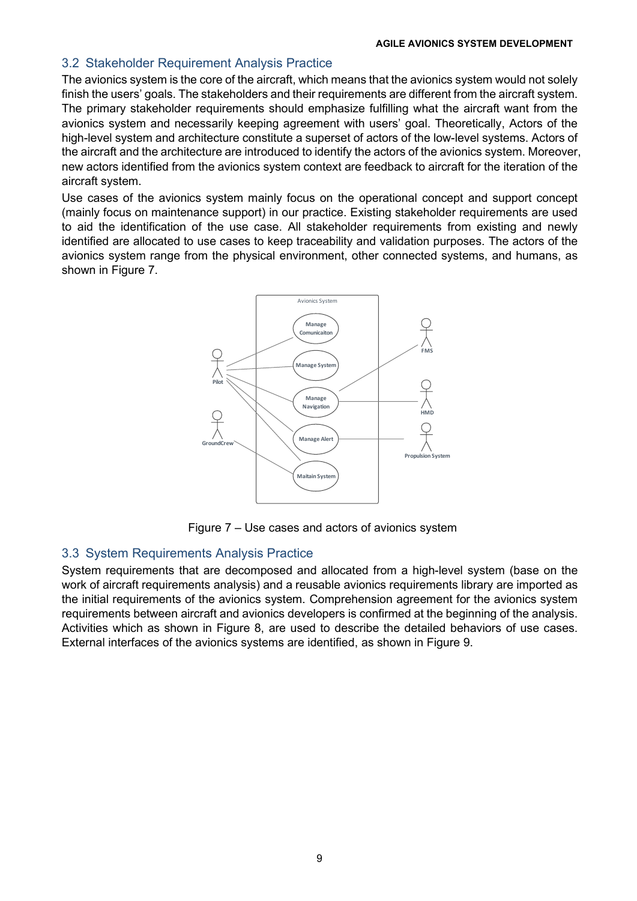## 3.2 Stakeholder Requirement Analysis Practice

The avionics system is the core of the aircraft, which means that the avionics system would not solely finish the users' goals. The stakeholders and their requirements are different from the aircraft system. The primary stakeholder requirements should emphasize fulfilling what the aircraft want from the avionics system and necessarily keeping agreement with users' goal. Theoretically, Actors of the high-level system and architecture constitute a superset of actors of the low-level systems. Actors of the aircraft and the architecture are introduced to identify the actors of the avionics system. Moreover, new actors identified from the avionics system context are feedback to aircraft for the iteration of the aircraft system.

Use cases of the avionics system mainly focus on the operational concept and support concept (mainly focus on maintenance support) in our practice. Existing stakeholder requirements are used to aid the identification of the use case. All stakeholder requirements from existing and newly identified are allocated to use cases to keep traceability and validation purposes. The actors of the avionics system range from the physical environment, other connected systems, and humans, as shown in Figure 7.

Figure 7 – Use cases and actors of avionics system

## 3.3 System Requirements Analysis Practice

System requirements that are decomposed and allocated from a high-level system (base on the work of aircraft requirements analysis) and a reusable avionics requirements library are imported as the initial requirements of the avionics system. Comprehension agreement for the avionics system requirements between aircraft and avionics developers is confirmed at the beginning of the analysis. Activities which as shown in Figure 8, are used to describe the detailed behaviors of use cases. External interfaces of the avionics systems are identified, as shown in Figure 9.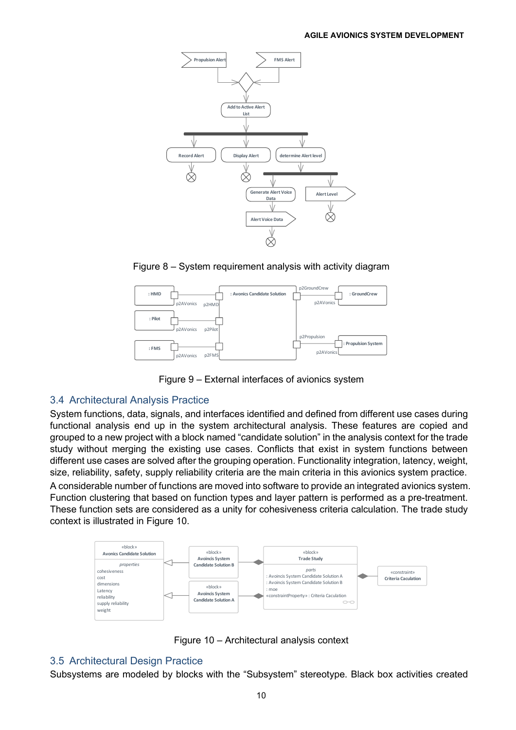Figure 8 – System requirement analysis with activity diagram

Figure 9 – External interfaces of avionics system

## 3.4 Architectural Analysis Practice

System functions, data, signals, and interfaces identified and defined from different use cases during functional analysis end up in the system architectural analysis. These features are copied and grouped to a new project with a block named "candidate solution" in the analysis context for the trade study without merging the existing use cases. Conflicts that exist in system functions between different use cases are solved after the grouping operation. Functionality integration, latency, weight, size, reliability, safety, supply reliability criteria are the main criteria in this avionics system practice.

A considerable number of functions are moved into software to provide an integrated avionics system. Function clustering that based on function types and layer pattern is performed as a pre-treatment. These function sets are considered as a unity for cohesiveness criteria calculation. The trade study context is illustrated in Figure 10.

Figure 10 – Architectural analysis context

## 3.5 Architectural Design Practice

Subsystems are modeled by blocks with the "Subsystem" stereotype. Black box activities created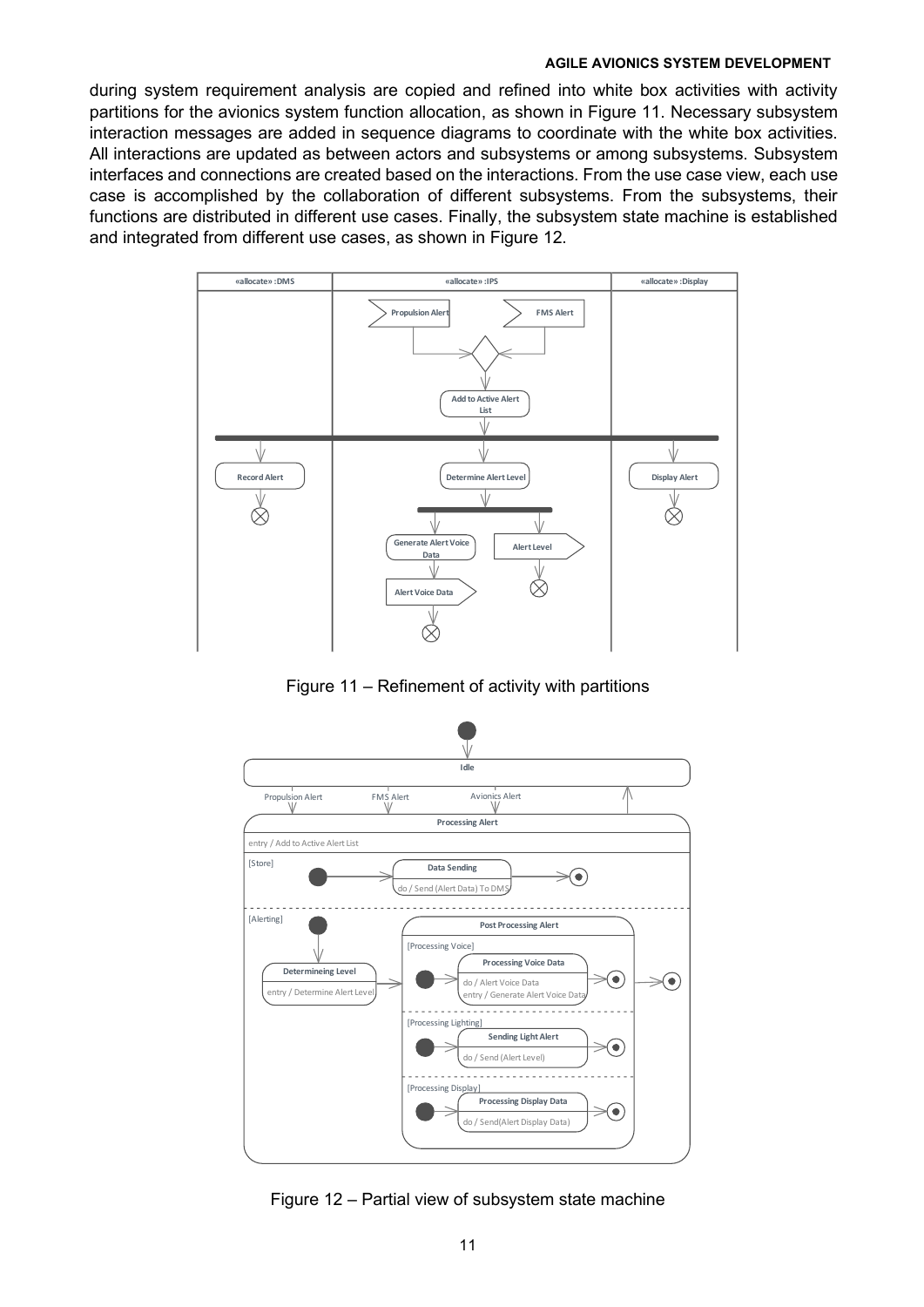during system requirement analysis are copied and refined into white box activities with activity partitions for the avionics system function allocation, as shown in Figure 11. Necessary subsystem interaction messages are added in sequence diagrams to coordinate with the white box activities. All interactions are updated as between actors and subsystems or among subsystems. Subsystem interfaces and connections are created based on the interactions. From the use case view, each use case is accomplished by the collaboration of different subsystems. From the subsystems, their functions are distributed in different use cases. Finally, the subsystem state machine is established and integrated from different use cases, as shown in Figure 12.

Figure 11 – Refinement of activity with partitions

Figure 12 – Partial view of subsystem state machine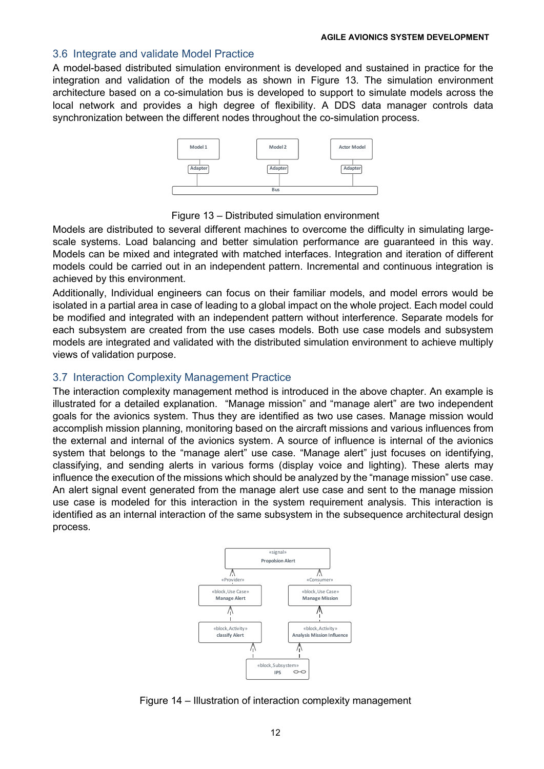## 3.6 Integrate and validate Model Practice

A model-based distributed simulation environment is developed and sustained in practice for the integration and validation of the models as shown in Figure 13. The simulation environment architecture based on a co-simulation bus is developed to support to simulate models across the local network and provides a high degree of flexibility. A DDS data manager controls data synchronization between the different nodes throughout the co-simulation process.

Figure 13 – Distributed simulation environment

Models are distributed to several different machines to overcome the difficulty in simulating large-scale systems. Load balancing and better simulation performance are guaranteed in this way. Models can be mixed and integrated with matched interfaces. Integration and iteration of different models could be carried out in an independent pattern. Incremental and continuous integration is achieved by this environment.

Additionally, Individual engineers can focus on their familiar models, and model errors would be isolated in a partial area in case of leading to a global impact on the whole project. Each model could be modified and integrated with an independent pattern without interference. Separate models for each subsystem are created from the use cases models. Both use case models and subsystem models are integrated and validated with the distributed simulation environment to achieve multiply views of validation purpose.

## 3.7 Interaction Complexity Management Practice

The interaction complexity management method is introduced in the above chapter. An example is illustrated for a detailed explanation. "Manage mission" and "manage alert" are two independent goals for the avionics system. Thus they are identified as two use cases. Manage mission would accomplish mission planning, monitoring based on the aircraft missions and various influences from the external and internal of the avionics system. A source of influence is internal of the avionics system that belongs to the "manage alert" use case. "Manage alert" just focuses on identifying, classifying, and sending alerts in various forms (display voice and lighting). These alerts may influence the execution of the missions which should be analyzed by the "manage mission" use case. An alert signal event generated from the manage alert use case and sent to the manage mission use case is modeled for this interaction in the system requirement analysis. This interaction is identified as an internal interaction of the same subsystem in the subsequence architectural design process.

Figure 14 – Illustration of interaction complexity management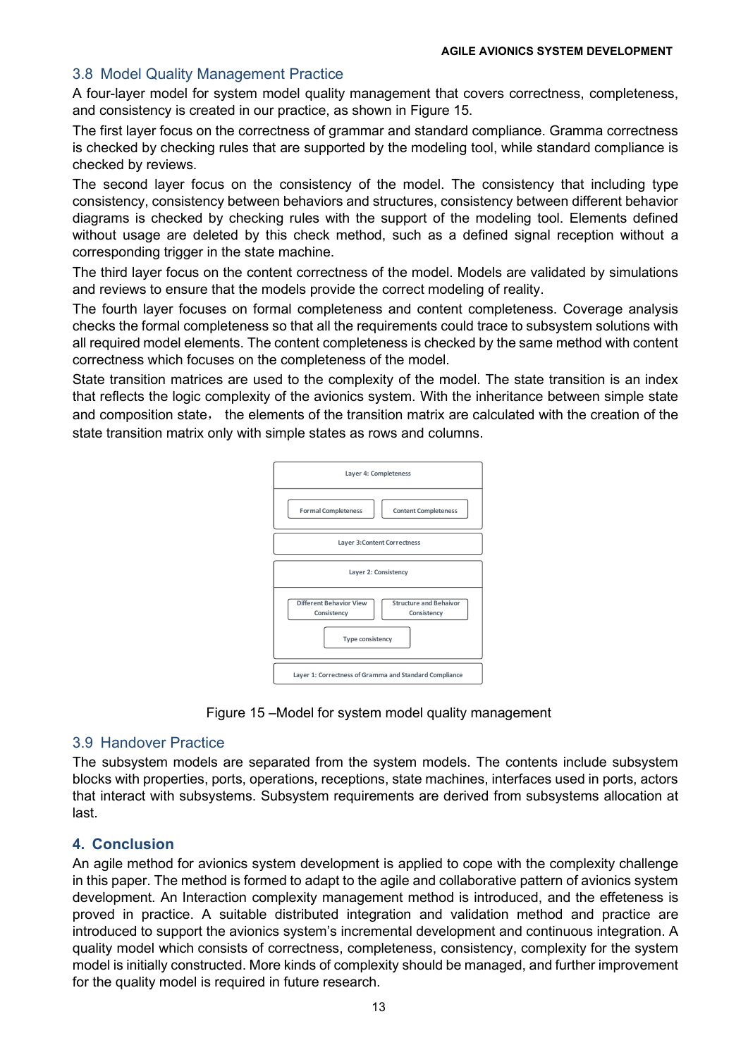## 3.8 Model Quality Management Practice

A four-layer model for system model quality management that covers correctness, completeness, and consistency is created in our practice, as shown in Figure 15.

The first layer focus on the correctness of grammar and standard compliance. Gramma correctness is checked by checking rules that are supported by the modeling tool, while standard compliance is checked by reviews.

The second layer focus on the consistency of the model. The consistency that including type consistency, consistency between behaviors and structures, consistency between different behavior diagrams is checked by checking rules with the support of the modeling tool. Elements defined without usage are deleted by this check method, such as a defined signal reception without a corresponding trigger in the state machine.

The third layer focus on the content correctness of the model. Models are validated by simulations and reviews to ensure that the models provide the correct modeling of reality.

The fourth layer focuses on formal completeness and content completeness. Coverage analysis checks the formal completeness so that all the requirements could trace to subsystem solutions with all required model elements. The content completeness is checked by the same method with content correctness which focuses on the completeness of the model.

State transition matrices are used to the complexity of the model. The state transition is an index that reflects the logic complexity of the avionics system. With the inheritance between simple state and composition state， the elements of the transition matrix are calculated with the creation of the state transition matrix only with simple states as rows and columns.

Layer 4: Completeness

Formal Completeness | Content Completeness

Layer 3:Content Correctness

Layer 2: Consistency

Different Behavior View Consistency | Structure and Behaivor Consistency

Type consistency

Layer 1: Correctness of Gramma and Standard Compliance

Figure 15 –Model for system model quality management

## 3.9 Handover Practice

The subsystem models are separated from the system models. The contents include subsystem blocks with properties, ports, operations, receptions, state machines, interfaces used in ports, actors that interact with subsystems. Subsystem requirements are derived from subsystems allocation at last.

# 4. Conclusion

An agile method for avionics system development is applied to cope with the complexity challenge in this paper. The method is formed to adapt to the agile and collaborative pattern of avionics system development. An Interaction complexity management method is introduced, and the effeteness is proved in practice. A suitable distributed integration and validation method and practice are introduced to support the avionics system's incremental development and continuous integration. A quality model which consists of correctness, completeness, consistency, complexity for the system model is initially constructed. More kinds of complexity should be managed, and further improvement for the quality model is required in future research.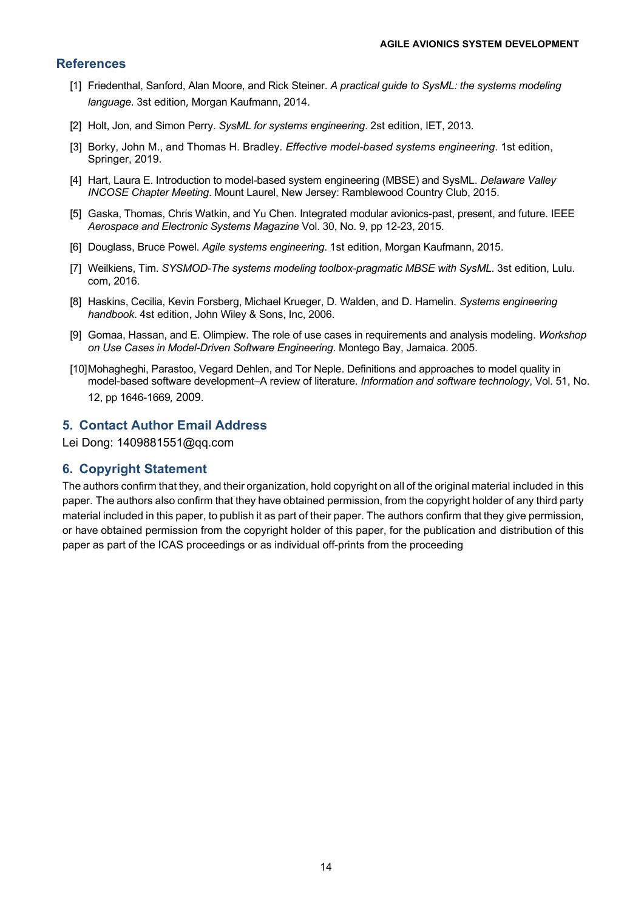## References

[1] Friedenthal, Sanford, Alan Moore, and Rick Steiner. *A practical guide to SysML: the systems modeling language*. 3st edition, Morgan Kaufmann, 2014.

[2] Holt, Jon, and Simon Perry. *SysML for systems engineering*. 2st edition, IET, 2013.

[3] Borky, John M., and Thomas H. Bradley. *Effective model-based systems engineering*. 1st edition, Springer, 2019.

[4] Hart, Laura E. Introduction to model-based system engineering (MBSE) and SysML. *Delaware Valley INCOSE Chapter Meeting*. Mount Laurel, New Jersey: Ramblewood Country Club, 2015.

[5] Gaska, Thomas, Chris Watkin, and Yu Chen. Integrated modular avionics-past, present, and future. IEEE *Aerospace and Electronic Systems Magazine* Vol. 30, No. 9, pp 12-23, 2015.

[6] Douglass, Bruce Powel. *Agile systems engineering*. 1st edition, Morgan Kaufmann, 2015.

[7] Weilkiens, Tim. *SYSMOD-The systems modeling toolbox-pragmatic MBSE with SysML*. 3st edition, Lulu. com, 2016.

[8] Haskins, Cecilia, Kevin Forsberg, Michael Krueger, D. Walden, and D. Hamelin. *Systems engineering handbook*. 4st edition, John Wiley & Sons, Inc, 2006.

[9] Gomaa, Hassan, and E. Olimpiew. The role of use cases in requirements and analysis modeling. *Workshop on Use Cases in Model-Driven Software Engineering*. Montego Bay, Jamaica. 2005.

[10] Mohagheghi, Parastoo, Vegard Dehlen, and Tor Neple. Definitions and approaches to model quality in model-based software development–A review of literature. *Information and software technology*, Vol. 51, No. 12, pp 1646-1669, 2009.

## 5. Contact Author Email Address

Lei Dong: 1409881551@qq.com

## 6. Copyright Statement

The authors confirm that they, and their organization, hold copyright on all of the original material included in this paper. The authors also confirm that they have obtained permission, from the copyright holder of any third party material included in this paper, to publish it as part of their paper. The authors confirm that they give permission, or have obtained permission from the copyright holder of this paper, for the publication and distribution of this paper as part of the ICAS proceedings or as individual off-prints from the proceeding